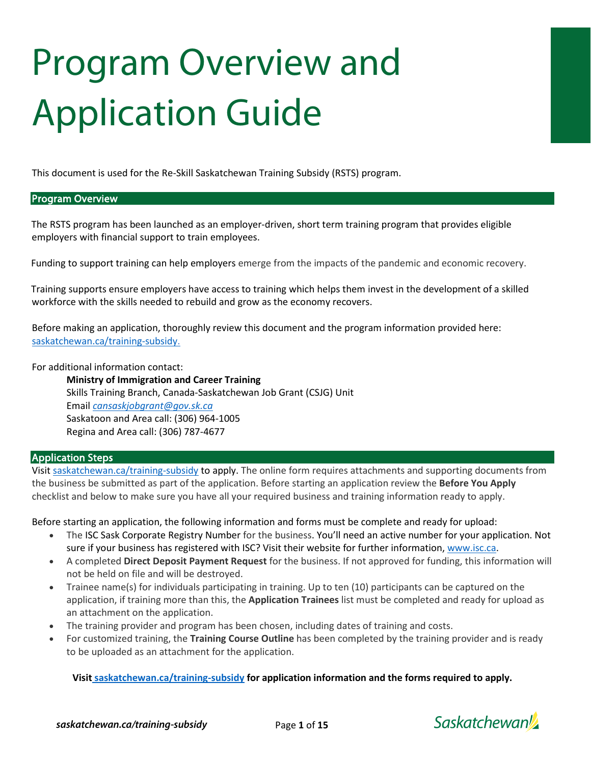# Program Overview and Application Guide

This document is used for the Re-Skill Saskatchewan Training Subsidy (RSTS) program.

## Program Overview

The RSTS program has been launched as an employer-driven, short term training program that provides eligible employers with financial support to train employees.

Funding to support training can help employers emerge from the impacts of the pandemic and economic recovery.

Training supports ensure employers have access to training which helps them invest in the development of a skilled workforce with the skills needed to rebuild and grow as the economy recovers.

Before making an application, thoroughly review this document and the program information provided here: saskatchewan.ca/training-subsidy.

For additional information contact:

> **Ministry of Immigration and Career Training**
> Skills Training Branch, Canada-Saskatchewan Job Grant (CSJG) Unit
> Email *cansaskjobgrant@gov.sk.ca*
> Saskatoon and Area call: (306) 964-1005
> Regina and Area call: (306) 787-4677

## Application Steps

Visit saskatchewan.ca/training-subsidy to apply. The online form requires attachments and supporting documents from the business be submitted as part of the application. Before starting an application review the **Before You Apply** checklist and below to make sure you have all your required business and training information ready to apply.

Before starting an application, the following information and forms must be complete and ready for upload:

- The ISC Sask Corporate Registry Number for the business. You'll need an active number for your application. Not sure if your business has registered with ISC? Visit their website for further information, www.isc.ca.
- A completed **Direct Deposit Payment Request** for the business. If not approved for funding, this information will not be held on file and will be destroyed.
- Trainee name(s) for individuals participating in training. Up to ten (10) participants can be captured on the application, if training more than this, the **Application Trainees** list must be completed and ready for upload as an attachment on the application.
- The training provider and program has been chosen, including dates of training and costs.
- For customized training, the **Training Course Outline** has been completed by the training provider and is ready to be uploaded as an attachment for the application.

**Visit saskatchewan.ca/training-subsidy for application information and the forms required to apply.**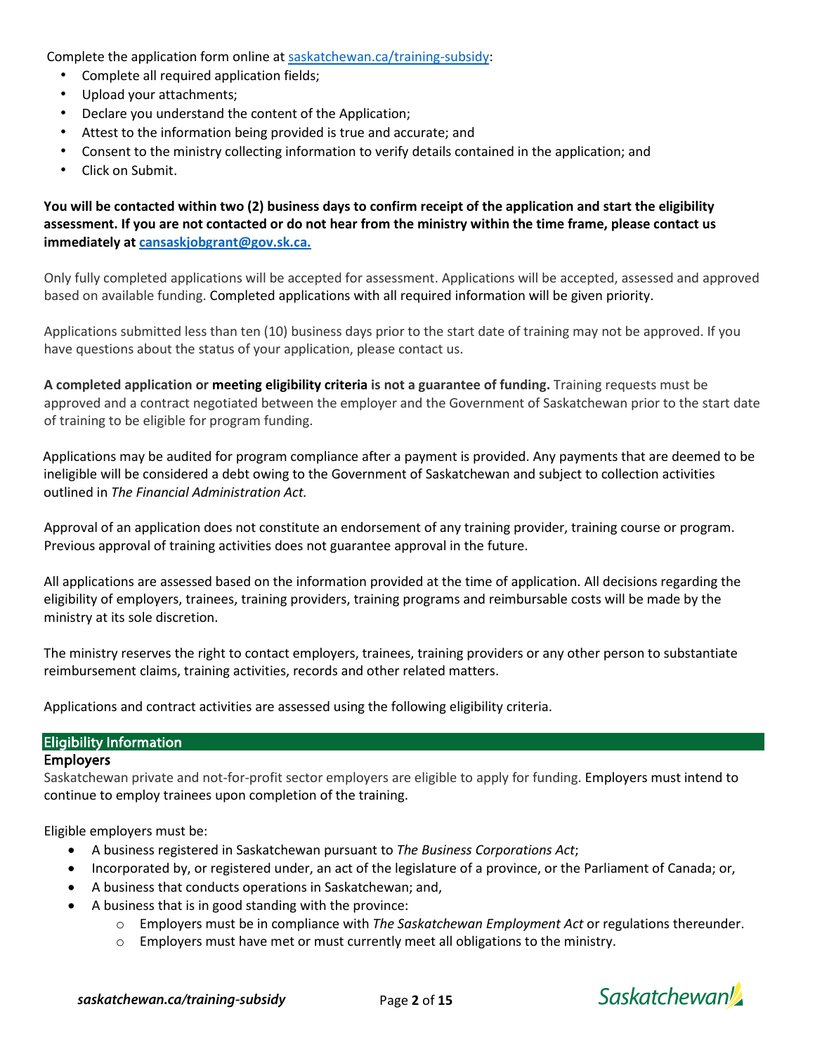Complete the application form online at [saskatchewan.ca/training-subsidy](saskatchewan.ca/training-subsidy):

- Complete all required application fields;
- Upload your attachments;
- Declare you understand the content of the Application;
- Attest to the information being provided is true and accurate; and
- Consent to the ministry collecting information to verify details contained in the application; and
- Click on Submit.

**You will be contacted within two (2) business days to confirm receipt of the application and start the eligibility assessment. If you are not contacted or do not hear from the ministry within the time frame, please contact us immediately at cansaskjobgrant@gov.sk.ca.**

Only fully completed applications will be accepted for assessment. Applications will be accepted, assessed and approved based on available funding. Completed applications with all required information will be given priority.

Applications submitted less than ten (10) business days prior to the start date of training may not be approved. If you have questions about the status of your application, please contact us.

**A completed application or meeting eligibility criteria is not a guarantee of funding.** Training requests must be approved and a contract negotiated between the employer and the Government of Saskatchewan prior to the start date of training to be eligible for program funding.

Applications may be audited for program compliance after a payment is provided. Any payments that are deemed to be ineligible will be considered a debt owing to the Government of Saskatchewan and subject to collection activities outlined in *The Financial Administration Act.*

Approval of an application does not constitute an endorsement of any training provider, training course or program. Previous approval of training activities does not guarantee approval in the future.

All applications are assessed based on the information provided at the time of application. All decisions regarding the eligibility of employers, trainees, training providers, training programs and reimbursable costs will be made by the ministry at its sole discretion.

The ministry reserves the right to contact employers, trainees, training providers or any other person to substantiate reimbursement claims, training activities, records and other related matters.

Applications and contract activities are assessed using the following eligibility criteria.

## Eligibility Information

### Employers

Saskatchewan private and not-for-profit sector employers are eligible to apply for funding. Employers must intend to continue to employ trainees upon completion of the training.

Eligible employers must be:

- A business registered in Saskatchewan pursuant to *The Business Corporations Act*;
- Incorporated by, or registered under, an act of the legislature of a province, or the Parliament of Canada; or,
- A business that conducts operations in Saskatchewan; and,
- A business that is in good standing with the province:
  - Employers must be in compliance with *The Saskatchewan Employment Act* or regulations thereunder.
  - Employers must have met or must currently meet all obligations to the ministry.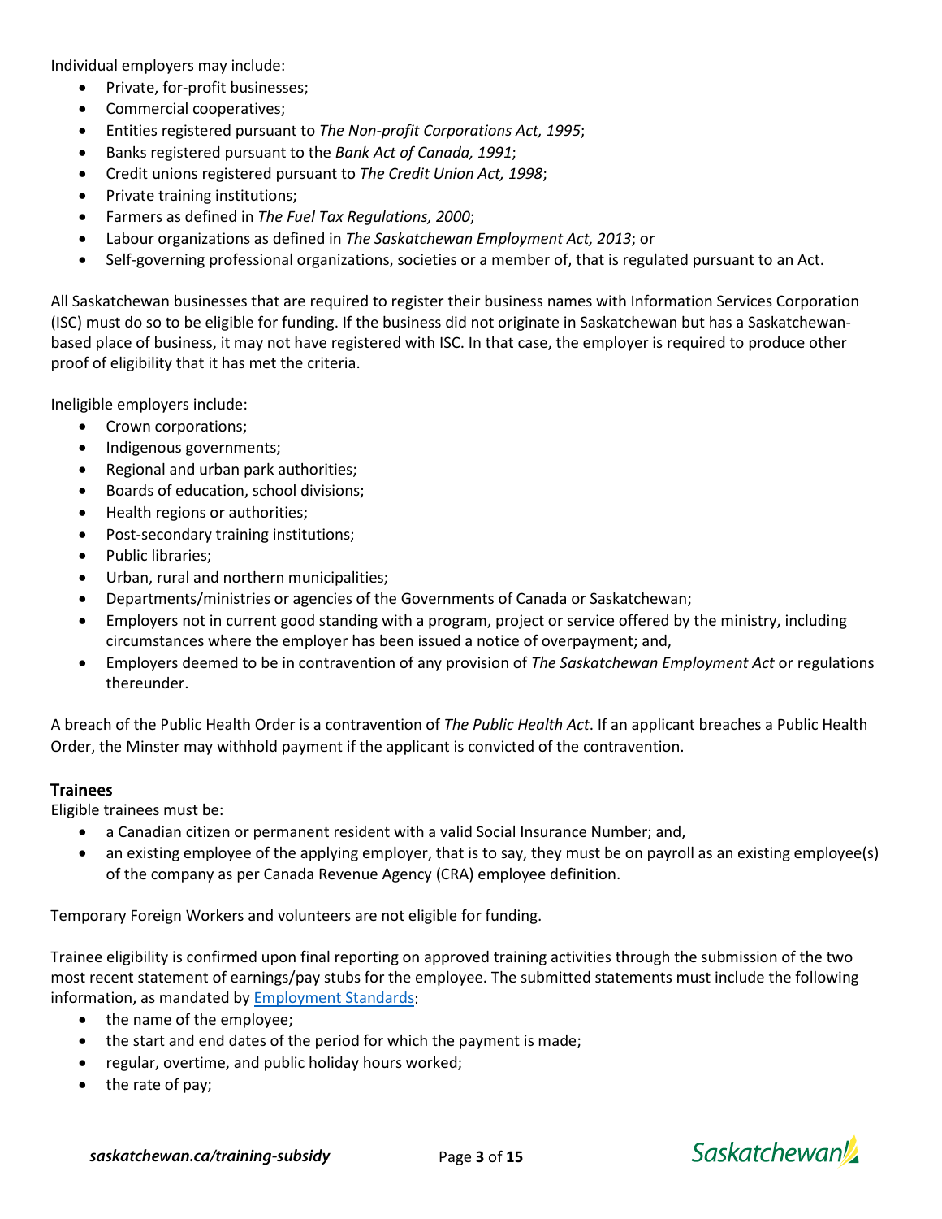Individual employers may include:

- Private, for-profit businesses;
- Commercial cooperatives;
- Entities registered pursuant to *The Non-profit Corporations Act, 1995*;
- Banks registered pursuant to the *Bank Act of Canada, 1991*;
- Credit unions registered pursuant to *The Credit Union Act, 1998*;
- Private training institutions;
- Farmers as defined in *The Fuel Tax Regulations, 2000*;
- Labour organizations as defined in *The Saskatchewan Employment Act, 2013*; or
- Self-governing professional organizations, societies or a member of, that is regulated pursuant to an Act.

All Saskatchewan businesses that are required to register their business names with Information Services Corporation (ISC) must do so to be eligible for funding. If the business did not originate in Saskatchewan but has a Saskatchewan-based place of business, it may not have registered with ISC. In that case, the employer is required to produce other proof of eligibility that it has met the criteria.

Ineligible employers include:

- Crown corporations;
- Indigenous governments;
- Regional and urban park authorities;
- Boards of education, school divisions;
- Health regions or authorities;
- Post-secondary training institutions;
- Public libraries;
- Urban, rural and northern municipalities;
- Departments/ministries or agencies of the Governments of Canada or Saskatchewan;
- Employers not in current good standing with a program, project or service offered by the ministry, including circumstances where the employer has been issued a notice of overpayment; and,
- Employers deemed to be in contravention of any provision of *The Saskatchewan Employment Act* or regulations thereunder.

A breach of the Public Health Order is a contravention of *The Public Health Act*. If an applicant breaches a Public Health Order, the Minster may withhold payment if the applicant is convicted of the contravention.

### Trainees

Eligible trainees must be:

- a Canadian citizen or permanent resident with a valid Social Insurance Number; and,
- an existing employee of the applying employer, that is to say, they must be on payroll as an existing employee(s) of the company as per Canada Revenue Agency (CRA) employee definition.

Temporary Foreign Workers and volunteers are not eligible for funding.

Trainee eligibility is confirmed upon final reporting on approved training activities through the submission of the two most recent statement of earnings/pay stubs for the employee. The submitted statements must include the following information, as mandated by Employment Standards:

- the name of the employee;
- the start and end dates of the period for which the payment is made;
- regular, overtime, and public holiday hours worked;
- the rate of pay;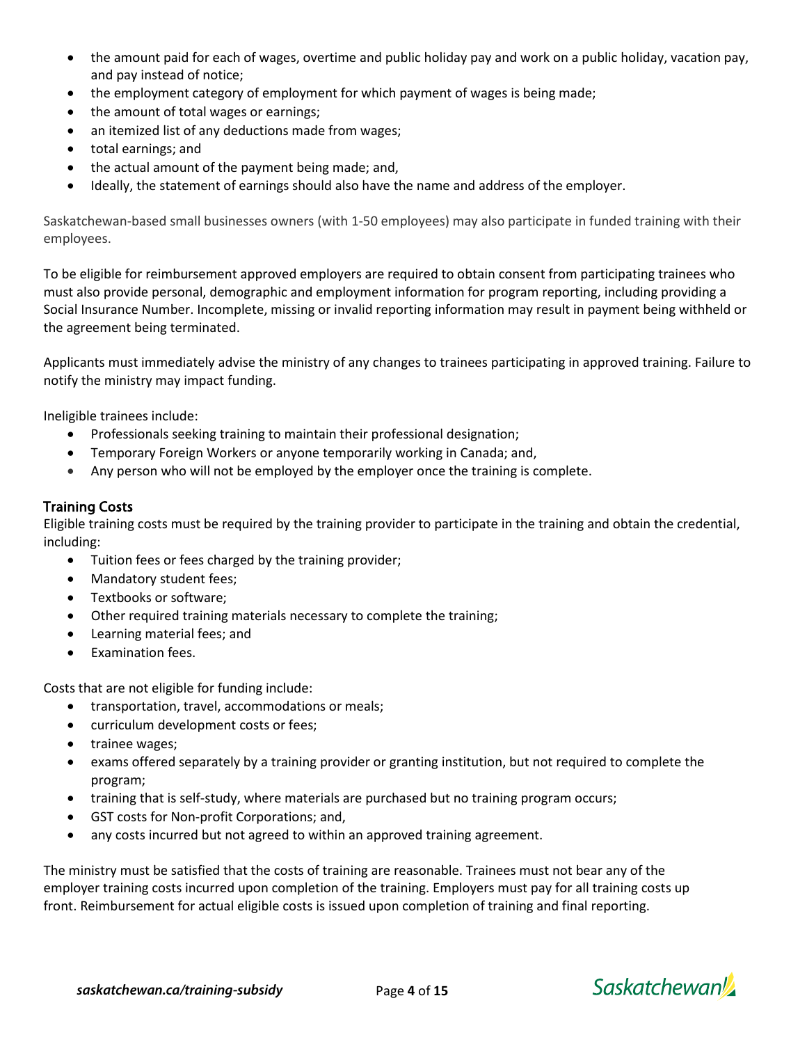- the amount paid for each of wages, overtime and public holiday pay and work on a public holiday, vacation pay, and pay instead of notice;
- the employment category of employment for which payment of wages is being made;
- the amount of total wages or earnings;
- an itemized list of any deductions made from wages;
- total earnings; and
- the actual amount of the payment being made; and,
- Ideally, the statement of earnings should also have the name and address of the employer.

Saskatchewan-based small businesses owners (with 1-50 employees) may also participate in funded training with their employees.

To be eligible for reimbursement approved employers are required to obtain consent from participating trainees who must also provide personal, demographic and employment information for program reporting, including providing a Social Insurance Number. Incomplete, missing or invalid reporting information may result in payment being withheld or the agreement being terminated.

Applicants must immediately advise the ministry of any changes to trainees participating in approved training. Failure to notify the ministry may impact funding.

Ineligible trainees include:

- Professionals seeking training to maintain their professional designation;
- Temporary Foreign Workers or anyone temporarily working in Canada; and,
- Any person who will not be employed by the employer once the training is complete.

## Training Costs

Eligible training costs must be required by the training provider to participate in the training and obtain the credential, including:

- Tuition fees or fees charged by the training provider;
- Mandatory student fees;
- Textbooks or software;
- Other required training materials necessary to complete the training;
- Learning material fees; and
- Examination fees.

Costs that are not eligible for funding include:

- transportation, travel, accommodations or meals;
- curriculum development costs or fees;
- trainee wages;
- exams offered separately by a training provider or granting institution, but not required to complete the program;
- training that is self-study, where materials are purchased but no training program occurs;
- GST costs for Non-profit Corporations; and,
- any costs incurred but not agreed to within an approved training agreement.

The ministry must be satisfied that the costs of training are reasonable. Trainees must not bear any of the employer training costs incurred upon completion of the training. Employers must pay for all training costs up front. Reimbursement for actual eligible costs is issued upon completion of training and final reporting.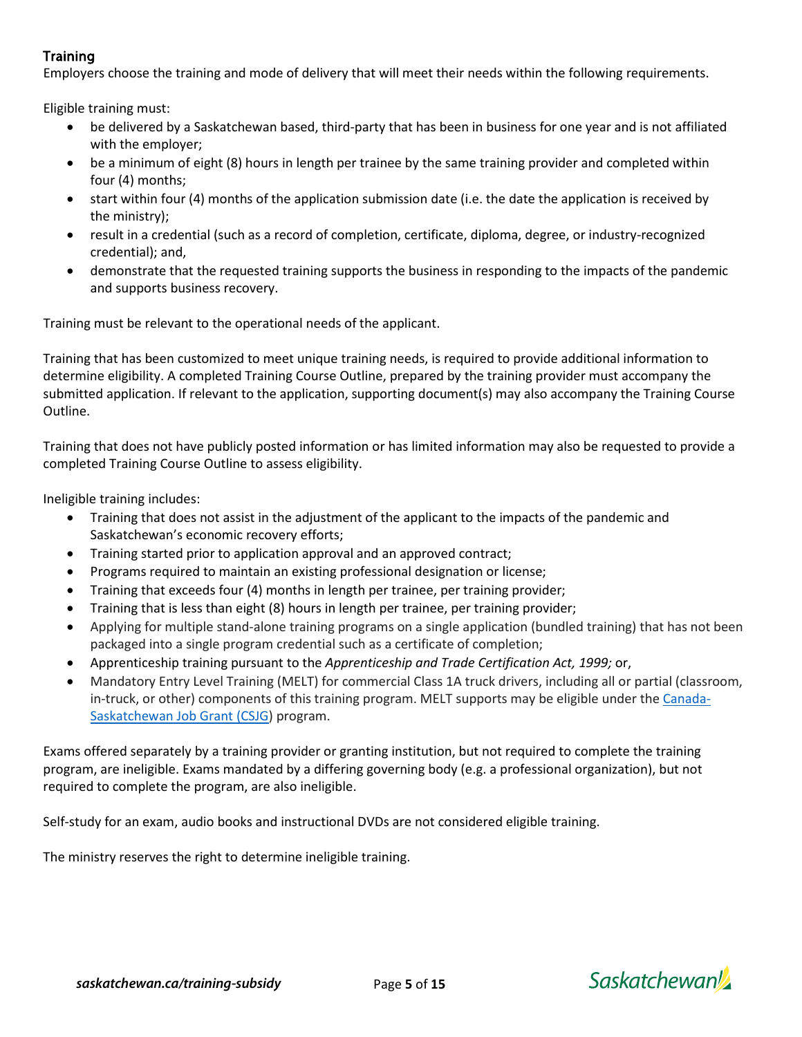### Training

Employers choose the training and mode of delivery that will meet their needs within the following requirements.

Eligible training must:

- be delivered by a Saskatchewan based, third-party that has been in business for one year and is not affiliated with the employer;
- be a minimum of eight (8) hours in length per trainee by the same training provider and completed within four (4) months;
- start within four (4) months of the application submission date (i.e. the date the application is received by the ministry);
- result in a credential (such as a record of completion, certificate, diploma, degree, or industry-recognized credential); and,
- demonstrate that the requested training supports the business in responding to the impacts of the pandemic and supports business recovery.

Training must be relevant to the operational needs of the applicant.

Training that has been customized to meet unique training needs, is required to provide additional information to determine eligibility. A completed Training Course Outline, prepared by the training provider must accompany the submitted application. If relevant to the application, supporting document(s) may also accompany the Training Course Outline.

Training that does not have publicly posted information or has limited information may also be requested to provide a completed Training Course Outline to assess eligibility.

Ineligible training includes:

- Training that does not assist in the adjustment of the applicant to the impacts of the pandemic and Saskatchewan's economic recovery efforts;
- Training started prior to application approval and an approved contract;
- Programs required to maintain an existing professional designation or license;
- Training that exceeds four (4) months in length per trainee, per training provider;
- Training that is less than eight (8) hours in length per trainee, per training provider;
- Applying for multiple stand-alone training programs on a single application (bundled training) that has not been packaged into a single program credential such as a certificate of completion;
- Apprenticeship training pursuant to the *Apprenticeship and Trade Certification Act, 1999;* or,
- Mandatory Entry Level Training (MELT) for commercial Class 1A truck drivers, including all or partial (classroom, in-truck, or other) components of this training program. MELT supports may be eligible under the Canada-Saskatchewan Job Grant (CSJG) program.

Exams offered separately by a training provider or granting institution, but not required to complete the training program, are ineligible. Exams mandated by a differing governing body (e.g. a professional organization), but not required to complete the program, are also ineligible.

Self-study for an exam, audio books and instructional DVDs are not considered eligible training.

The ministry reserves the right to determine ineligible training.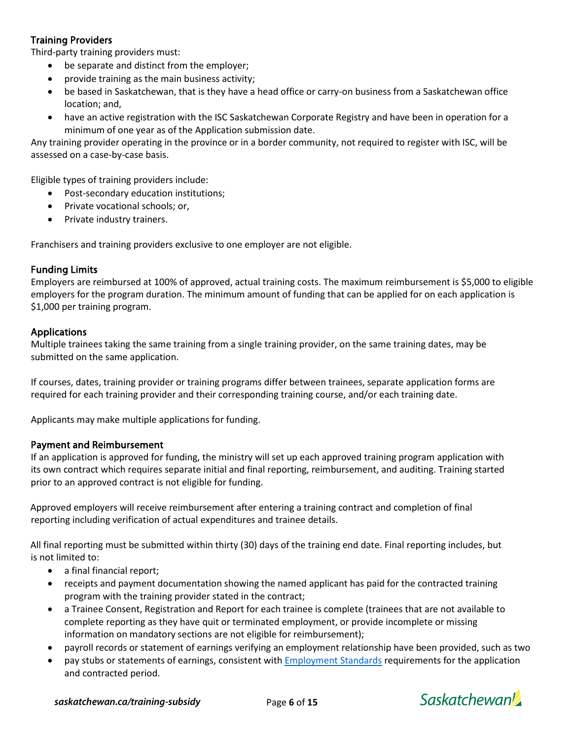### Training Providers

Third-party training providers must:

- be separate and distinct from the employer;
- provide training as the main business activity;
- be based in Saskatchewan, that is they have a head office or carry-on business from a Saskatchewan office location; and,
- have an active registration with the ISC Saskatchewan Corporate Registry and have been in operation for a minimum of one year as of the Application submission date.

Any training provider operating in the province or in a border community, not required to register with ISC, will be assessed on a case-by-case basis.

Eligible types of training providers include:

- Post-secondary education institutions;
- Private vocational schools; or,
- Private industry trainers.

Franchisers and training providers exclusive to one employer are not eligible.

### Funding Limits

Employers are reimbursed at 100% of approved, actual training costs. The maximum reimbursement is $5,000 to eligible employers for the program duration. The minimum amount of funding that can be applied for on each application is $1,000 per training program.

### Applications

Multiple trainees taking the same training from a single training provider, on the same training dates, may be submitted on the same application.

If courses, dates, training provider or training programs differ between trainees, separate application forms are required for each training provider and their corresponding training course, and/or each training date.

Applicants may make multiple applications for funding.

### Payment and Reimbursement

If an application is approved for funding, the ministry will set up each approved training program application with its own contract which requires separate initial and final reporting, reimbursement, and auditing. Training started prior to an approved contract is not eligible for funding.

Approved employers will receive reimbursement after entering a training contract and completion of final reporting including verification of actual expenditures and trainee details.

All final reporting must be submitted within thirty (30) days of the training end date. Final reporting includes, but is not limited to:

- a final financial report;
- receipts and payment documentation showing the named applicant has paid for the contracted training program with the training provider stated in the contract;
- a Trainee Consent, Registration and Report for each trainee is complete (trainees that are not available to complete reporting as they have quit or terminated employment, or provide incomplete or missing information on mandatory sections are not eligible for reimbursement);
- payroll records or statement of earnings verifying an employment relationship have been provided, such as two
- pay stubs or statements of earnings, consistent with [Employment Standards] requirements for the application and contracted period.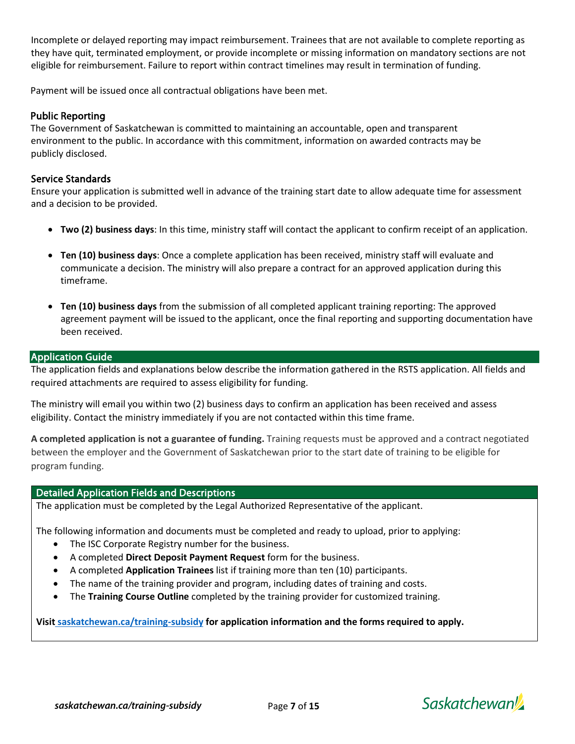Incomplete or delayed reporting may impact reimbursement. Trainees that are not available to complete reporting as they have quit, terminated employment, or provide incomplete or missing information on mandatory sections are not eligible for reimbursement. Failure to report within contract timelines may result in termination of funding.

Payment will be issued once all contractual obligations have been met.

### Public Reporting

The Government of Saskatchewan is committed to maintaining an accountable, open and transparent environment to the public. In accordance with this commitment, information on awarded contracts may be publicly disclosed.

### Service Standards

Ensure your application is submitted well in advance of the training start date to allow adequate time for assessment and a decision to be provided.

- **Two (2) business days**: In this time, ministry staff will contact the applicant to confirm receipt of an application.
- **Ten (10) business days**: Once a complete application has been received, ministry staff will evaluate and communicate a decision. The ministry will also prepare a contract for an approved application during this timeframe.
- **Ten (10) business days** from the submission of all completed applicant training reporting: The approved agreement payment will be issued to the applicant, once the final reporting and supporting documentation have been received.

## Application Guide

The application fields and explanations below describe the information gathered in the RSTS application. All fields and required attachments are required to assess eligibility for funding.

The ministry will email you within two (2) business days to confirm an application has been received and assess eligibility. Contact the ministry immediately if you are not contacted within this time frame.

**A completed application is not a guarantee of funding.** Training requests must be approved and a contract negotiated between the employer and the Government of Saskatchewan prior to the start date of training to be eligible for program funding.

### Detailed Application Fields and Descriptions

The application must be completed by the Legal Authorized Representative of the applicant.

The following information and documents must be completed and ready to upload, prior to applying:

- The ISC Corporate Registry number for the business.
- A completed **Direct Deposit Payment Request** form for the business.
- A completed **Application Trainees** list if training more than ten (10) participants.
- The name of the training provider and program, including dates of training and costs.
- The **Training Course Outline** completed by the training provider for customized training.

**Visit saskatchewan.ca/training-subsidy for application information and the forms required to apply.**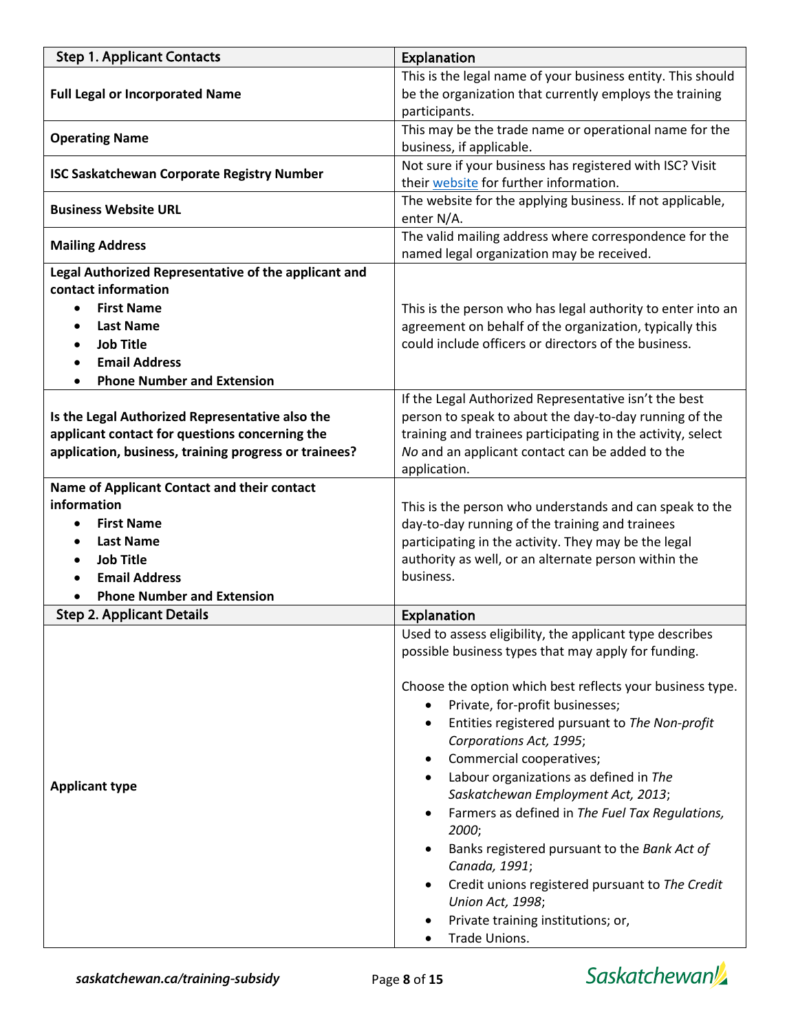| Step 1. Applicant Contacts | Explanation |
| --- | --- |
| **Full Legal or Incorporated Name** | This is the legal name of your business entity. This should be the organization that currently employs the training participants. |
| **Operating Name** | This may be the trade name or operational name for the business, if applicable. |
| **ISC Saskatchewan Corporate Registry Number** | Not sure if your business has registered with ISC? Visit their website for further information. |
| **Business Website URL** | The website for the applying business. If not applicable, enter N/A. |
| **Mailing Address** | The valid mailing address where correspondence for the named legal organization may be received. |
| **Legal Authorized Representative of the applicant and contact information**<br>• **First Name**<br>• **Last Name**<br>• **Job Title**<br>• **Email Address**<br>• **Phone Number and Extension** | This is the person who has legal authority to enter into an agreement on behalf of the organization, typically this could include officers or directors of the business. |
| **Is the Legal Authorized Representative also the applicant contact for questions concerning the application, business, training progress or trainees?** | If the Legal Authorized Representative isn't the best person to speak to about the day-to-day running of the training and trainees participating in the activity, select *No* and an applicant contact can be added to the application. |
| **Name of Applicant Contact and their contact information**<br>• **First Name**<br>• **Last Name**<br>• **Job Title**<br>• **Email Address**<br>• **Phone Number and Extension** | This is the person who understands and can speak to the day-to-day running of the training and trainees participating in the activity. They may be the legal authority as well, or an alternate person within the business. |
| **Step 2. Applicant Details** | **Explanation** |
| **Applicant type** | Used to assess eligibility, the applicant type describes possible business types that may apply for funding.<br><br>Choose the option which best reflects your business type.<br>• Private, for-profit businesses;<br>• Entities registered pursuant to *The Non-profit Corporations Act, 1995*;<br>• Commercial cooperatives;<br>• Labour organizations as defined in *The Saskatchewan Employment Act, 2013*;<br>• Farmers as defined in *The Fuel Tax Regulations, 2000*;<br>• Banks registered pursuant to the *Bank Act of Canada, 1991*;<br>• Credit unions registered pursuant to *The Credit Union Act, 1998*;<br>• Private training institutions; or,<br>• Trade Unions. |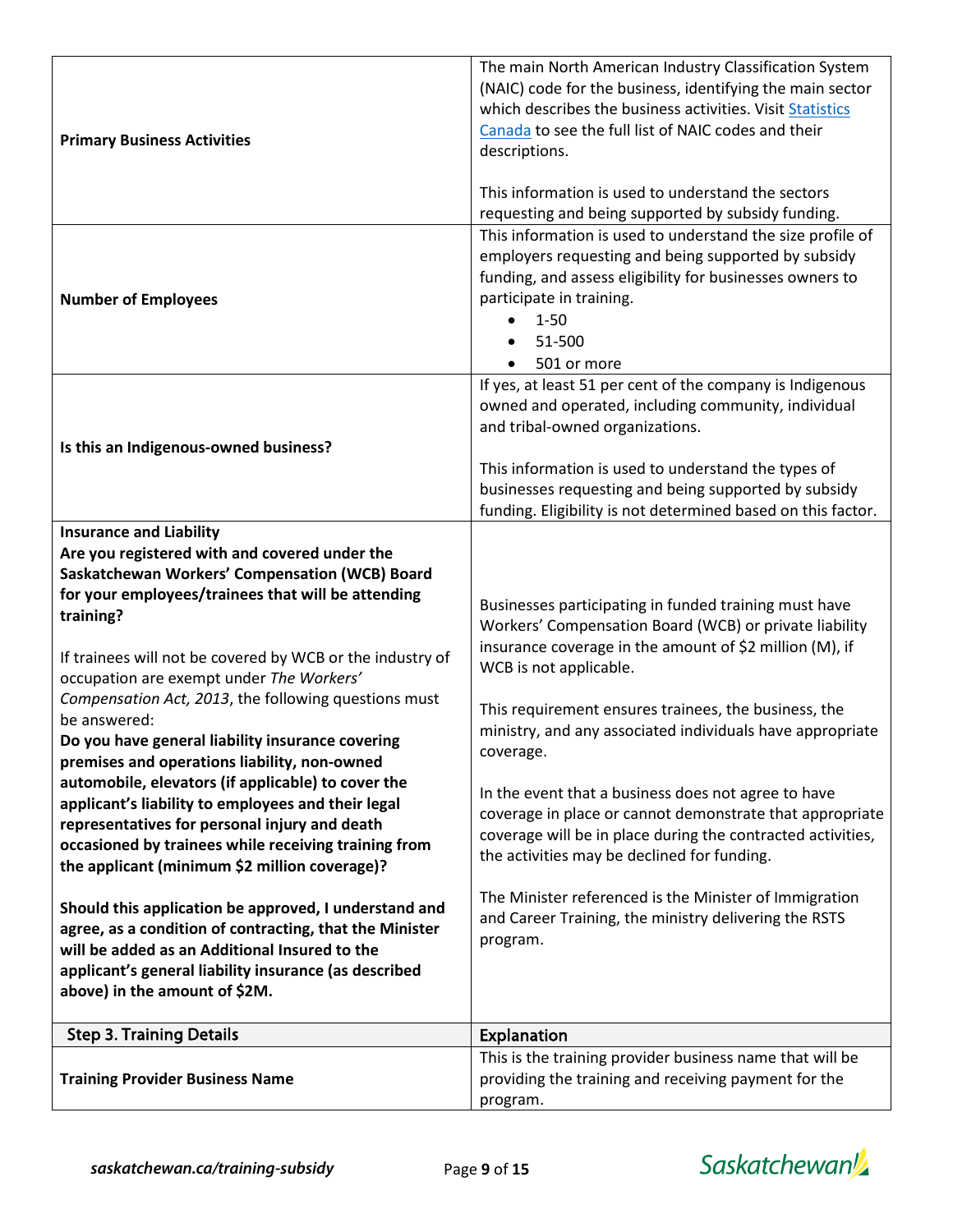| | |
|---|---|
| **Primary Business Activities** | The main North American Industry Classification System (NAIC) code for the business, identifying the main sector which describes the business activities. Visit [Statistics Canada](#) to see the full list of NAIC codes and their descriptions.<br><br>This information is used to understand the sectors requesting and being supported by subsidy funding. |
| **Number of Employees** | This information is used to understand the size profile of employers requesting and being supported by subsidy funding, and assess eligibility for businesses owners to participate in training.<br>• 1-50<br>• 51-500<br>• 501 or more |
| **Is this an Indigenous-owned business?** | If yes, at least 51 per cent of the company is Indigenous owned and operated, including community, individual and tribal-owned organizations.<br><br>This information is used to understand the types of businesses requesting and being supported by subsidy funding. Eligibility is not determined based on this factor. |
| **Insurance and Liability**<br>**Are you registered with and covered under the Saskatchewan Workers' Compensation (WCB) Board for your employees/trainees that will be attending training?**<br><br>If trainees will not be covered by WCB or the industry of occupation are exempt under *The Workers' Compensation Act, 2013*, the following questions must be answered:<br>**Do you have general liability insurance covering premises and operations liability, non-owned automobile, elevators (if applicable) to cover the applicant's liability to employees and their legal representatives for personal injury and death occasioned by trainees while receiving training from the applicant (minimum $2 million coverage)?**<br><br>**Should this application be approved, I understand and agree, as a condition of contracting, that the Minister will be added as an Additional Insured to the applicant's general liability insurance (as described above) in the amount of $2M.** | Businesses participating in funded training must have Workers' Compensation Board (WCB) or private liability insurance coverage in the amount of $2 million (M), if WCB is not applicable.<br><br>This requirement ensures trainees, the business, the ministry, and any associated individuals have appropriate coverage.<br><br>In the event that a business does not agree to have coverage in place or cannot demonstrate that appropriate coverage will be in place during the contracted activities, the activities may be declined for funding.<br><br>The Minister referenced is the Minister of Immigration and Career Training, the ministry delivering the RSTS program. |
| **Step 3. Training Details** | **Explanation** |
| **Training Provider Business Name** | This is the training provider business name that will be providing the training and receiving payment for the program. |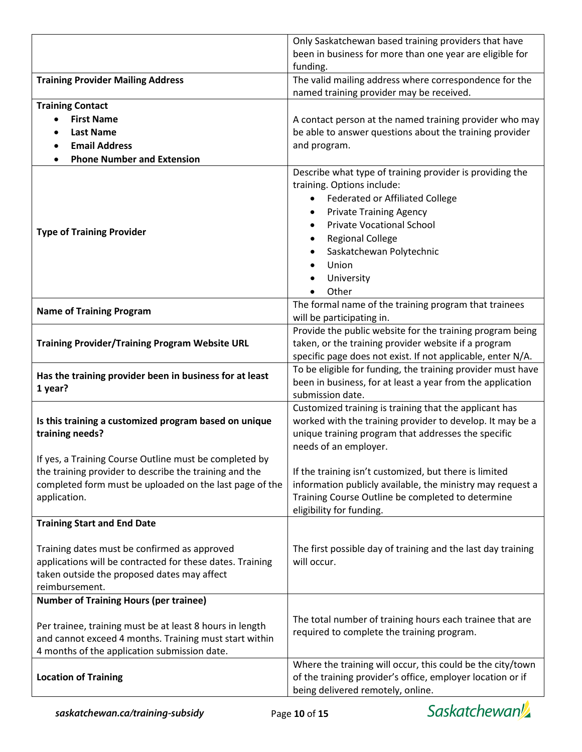| | |
|---|---|
| | Only Saskatchewan based training providers that have been in business for more than one year are eligible for funding. |
| **Training Provider Mailing Address** | The valid mailing address where correspondence for the named training provider may be received. |
| **Training Contact**<br>• **First Name**<br>• **Last Name**<br>• **Email Address**<br>• **Phone Number and Extension** | A contact person at the named training provider who may be able to answer questions about the training provider and program. |
| **Type of Training Provider** | Describe what type of training provider is providing the training. Options include:<br>• Federated or Affiliated College<br>• Private Training Agency<br>• Private Vocational School<br>• Regional College<br>• Saskatchewan Polytechnic<br>• Union<br>• University<br>• Other |
| **Name of Training Program** | The formal name of the training program that trainees will be participating in. |
| **Training Provider/Training Program Website URL** | Provide the public website for the training program being taken, or the training provider website if a program specific page does not exist. If not applicable, enter N/A. |
| **Has the training provider been in business for at least 1 year?** | To be eligible for funding, the training provider must have been in business, for at least a year from the application submission date. |
| **Is this training a customized program based on unique training needs?**<br><br>If yes, a Training Course Outline must be completed by the training provider to describe the training and the completed form must be uploaded on the last page of the application. | Customized training is training that the applicant has worked with the training provider to develop. It may be a unique training program that addresses the specific needs of an employer.<br><br>If the training isn't customized, but there is limited information publicly available, the ministry may request a Training Course Outline be completed to determine eligibility for funding. |
| **Training Start and End Date**<br><br>Training dates must be confirmed as approved applications will be contracted for these dates. Training taken outside the proposed dates may affect reimbursement. | The first possible day of training and the last day training will occur. |
| **Number of Training Hours (per trainee)**<br><br>Per trainee, training must be at least 8 hours in length and cannot exceed 4 months. Training must start within 4 months of the application submission date. | The total number of training hours each trainee that are required to complete the training program. |
| **Location of Training** | Where the training will occur, this could be the city/town of the training provider's office, employer location or if being delivered remotely, online. |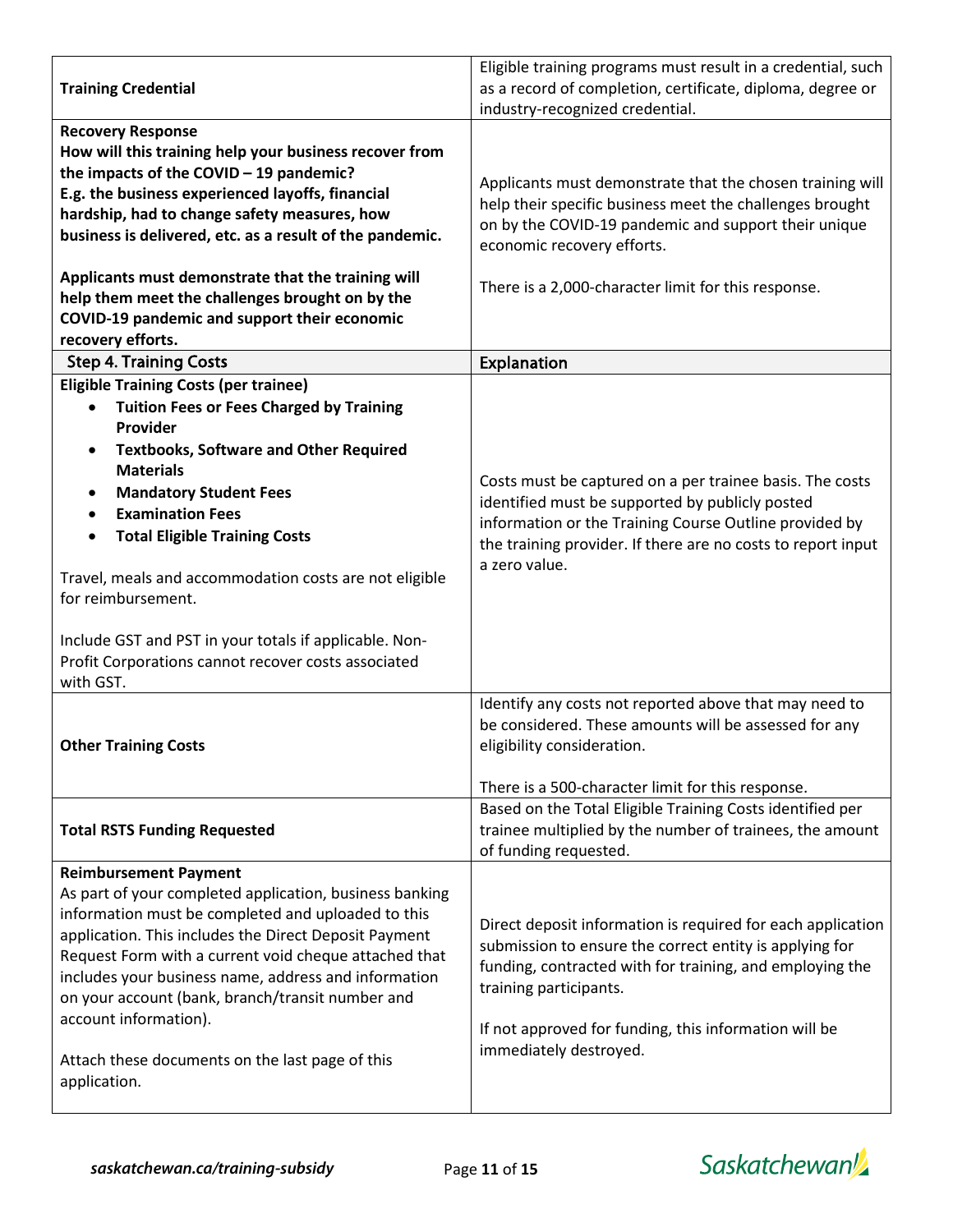| | |
|---|---|
| **Training Credential** | Eligible training programs must result in a credential, such as a record of completion, certificate, diploma, degree or industry-recognized credential. |
| **Recovery Response**<br>**How will this training help your business recover from the impacts of the COVID – 19 pandemic?**<br>**E.g. the business experienced layoffs, financial hardship, had to change safety measures, how business is delivered, etc. as a result of the pandemic.**<br><br>**Applicants must demonstrate that the training will help them meet the challenges brought on by the COVID-19 pandemic and support their economic recovery efforts.** | Applicants must demonstrate that the chosen training will help their specific business meet the challenges brought on by the COVID-19 pandemic and support their unique economic recovery efforts.<br><br>There is a 2,000-character limit for this response. |
| **Step 4. Training Costs** | **Explanation** |
| **Eligible Training Costs (per trainee)**<br>• **Tuition Fees or Fees Charged by Training Provider**<br>• **Textbooks, Software and Other Required Materials**<br>• **Mandatory Student Fees**<br>• **Examination Fees**<br>• **Total Eligible Training Costs**<br><br>Travel, meals and accommodation costs are not eligible for reimbursement.<br><br>Include GST and PST in your totals if applicable. Non-Profit Corporations cannot recover costs associated with GST. | Costs must be captured on a per trainee basis. The costs identified must be supported by publicly posted information or the Training Course Outline provided by the training provider. If there are no costs to report input a zero value. |
| **Other Training Costs** | Identify any costs not reported above that may need to be considered. These amounts will be assessed for any eligibility consideration.<br><br>There is a 500-character limit for this response. |
| **Total RSTS Funding Requested** | Based on the Total Eligible Training Costs identified per trainee multiplied by the number of trainees, the amount of funding requested. |
| **Reimbursement Payment**<br>As part of your completed application, business banking information must be completed and uploaded to this application. This includes the Direct Deposit Payment Request Form with a current void cheque attached that includes your business name, address and information on your account (bank, branch/transit number and account information).<br><br>Attach these documents on the last page of this application. | Direct deposit information is required for each application submission to ensure the correct entity is applying for funding, contracted with for training, and employing the training participants.<br><br>If not approved for funding, this information will be immediately destroyed. |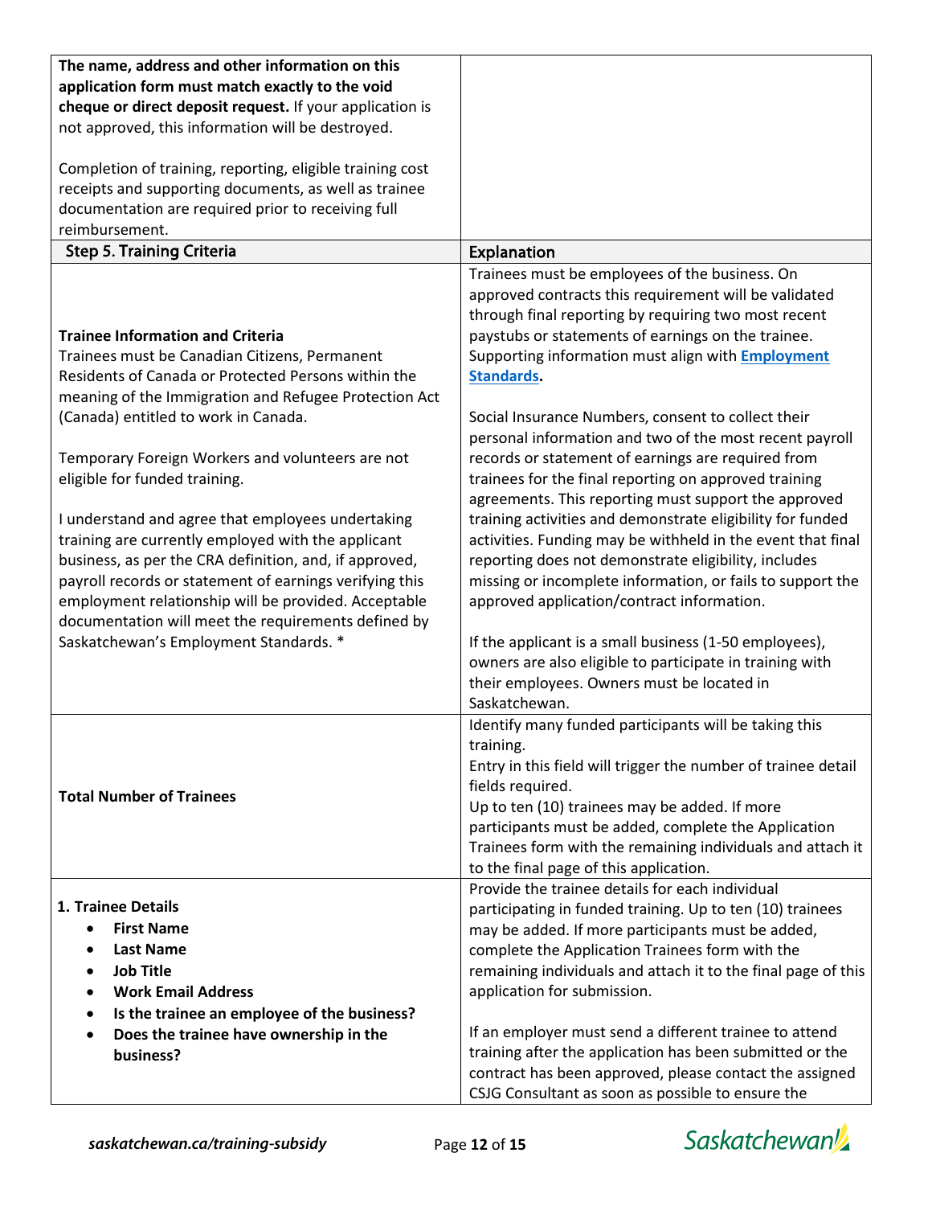| | |
|---|---|
| **The name, address and other information on this application form must match exactly to the void cheque or direct deposit request.** If your application is not approved, this information will be destroyed.<br><br>Completion of training, reporting, eligible training cost receipts and supporting documents, as well as trainee documentation are required prior to receiving full reimbursement. | |
| **Step 5. Training Criteria** | **Explanation** |
| **Trainee Information and Criteria**<br>Trainees must be Canadian Citizens, Permanent Residents of Canada or Protected Persons within the meaning of the Immigration and Refugee Protection Act (Canada) entitled to work in Canada.<br><br>Temporary Foreign Workers and volunteers are not eligible for funded training.<br><br>I understand and agree that employees undertaking training are currently employed with the applicant business, as per the CRA definition, and, if approved, payroll records or statement of earnings verifying this employment relationship will be provided. Acceptable documentation will meet the requirements defined by Saskatchewan's Employment Standards. * | Trainees must be employees of the business. On approved contracts this requirement will be validated through final reporting by requiring two most recent paystubs or statements of earnings on the trainee. Supporting information must align with **Employment Standards**.<br><br>Social Insurance Numbers, consent to collect their personal information and two of the most recent payroll records or statement of earnings are required from trainees for the final reporting on approved training agreements. This reporting must support the approved training activities and demonstrate eligibility for funded activities. Funding may be withheld in the event that final reporting does not demonstrate eligibility, includes missing or incomplete information, or fails to support the approved application/contract information.<br><br>If the applicant is a small business (1-50 employees), owners are also eligible to participate in training with their employees. Owners must be located in Saskatchewan. |
| **Total Number of Trainees** | Identify many funded participants will be taking this training.<br>Entry in this field will trigger the number of trainee detail fields required.<br>Up to ten (10) trainees may be added. If more participants must be added, complete the Application Trainees form with the remaining individuals and attach it to the final page of this application. |
| **1. Trainee Details**<br>• **First Name**<br>• **Last Name**<br>• **Job Title**<br>• **Work Email Address**<br>• **Is the trainee an employee of the business?**<br>• **Does the trainee have ownership in the business?** | Provide the trainee details for each individual participating in funded training. Up to ten (10) trainees may be added. If more participants must be added, complete the Application Trainees form with the remaining individuals and attach it to the final page of this application for submission.<br><br>If an employer must send a different trainee to attend training after the application has been submitted or the contract has been approved, please contact the assigned CSJG Consultant as soon as possible to ensure the |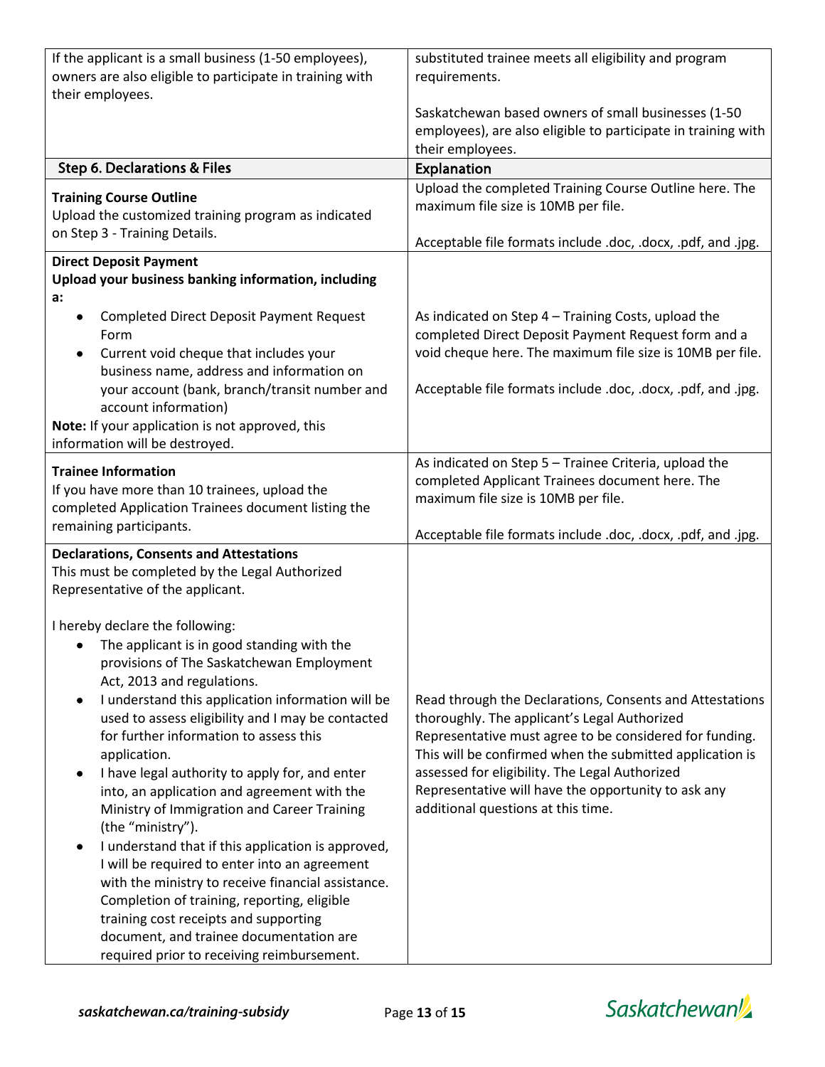| If the applicant is a small business (1-50 employees), owners are also eligible to participate in training with their employees. | substituted trainee meets all eligibility and program requirements.<br><br>Saskatchewan based owners of small businesses (1-50 employees), are also eligible to participate in training with their employees. |
|---|---|
| **Step 6. Declarations & Files** | **Explanation** |
| **Training Course Outline**<br>Upload the customized training program as indicated on Step 3 - Training Details. | Upload the completed Training Course Outline here. The maximum file size is 10MB per file.<br><br>Acceptable file formats include .doc, .docx, .pdf, and .jpg. |
| **Direct Deposit Payment**<br>**Upload your business banking information, including a:**<br>• Completed Direct Deposit Payment Request Form<br>• Current void cheque that includes your business name, address and information on your account (bank, branch/transit number and account information)<br>**Note:** If your application is not approved, this information will be destroyed. | As indicated on Step 4 – Training Costs, upload the completed Direct Deposit Payment Request form and a void cheque here. The maximum file size is 10MB per file.<br><br>Acceptable file formats include .doc, .docx, .pdf, and .jpg. |
| **Trainee Information**<br>If you have more than 10 trainees, upload the completed Application Trainees document listing the remaining participants. | As indicated on Step 5 – Trainee Criteria, upload the completed Applicant Trainees document here. The maximum file size is 10MB per file.<br><br>Acceptable file formats include .doc, .docx, .pdf, and .jpg. |
| **Declarations, Consents and Attestations**<br>This must be completed by the Legal Authorized Representative of the applicant.<br><br>I hereby declare the following:<br>• The applicant is in good standing with the provisions of The Saskatchewan Employment Act, 2013 and regulations.<br>• I understand this application information will be used to assess eligibility and I may be contacted for further information to assess this application.<br>• I have legal authority to apply for, and enter into, an application and agreement with the Ministry of Immigration and Career Training (the "ministry").<br>• I understand that if this application is approved, I will be required to enter into an agreement with the ministry to receive financial assistance. Completion of training, reporting, eligible training cost receipts and supporting document, and trainee documentation are required prior to receiving reimbursement. | Read through the Declarations, Consents and Attestations thoroughly. The applicant's Legal Authorized Representative must agree to be considered for funding. This will be confirmed when the submitted application is assessed for eligibility. The Legal Authorized Representative will have the opportunity to ask any additional questions at this time. |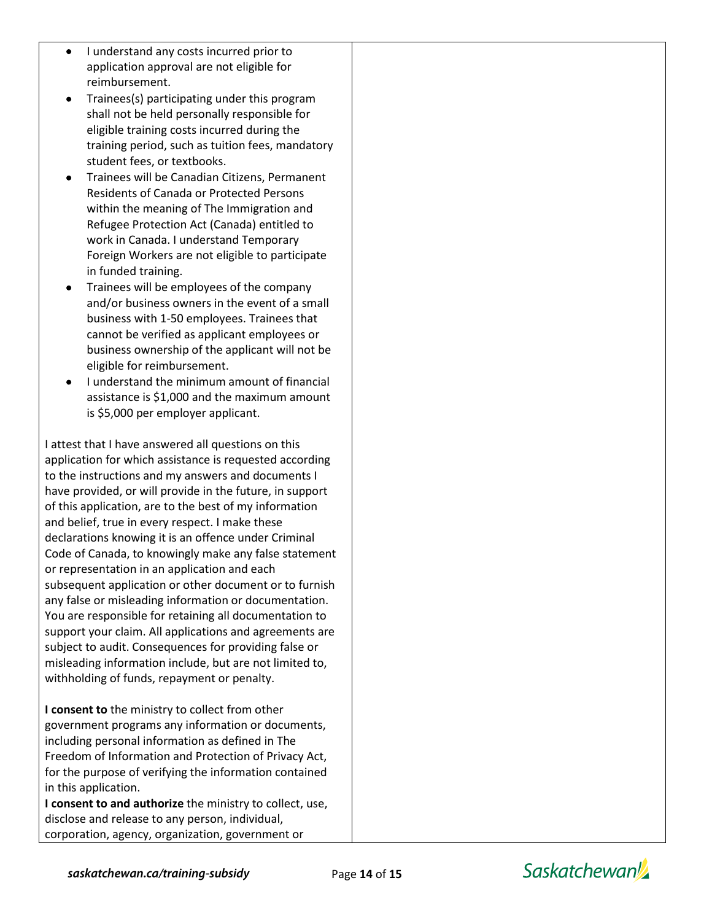- I understand any costs incurred prior to application approval are not eligible for reimbursement.
- Trainees(s) participating under this program shall not be held personally responsible for eligible training costs incurred during the training period, such as tuition fees, mandatory student fees, or textbooks.
- Trainees will be Canadian Citizens, Permanent Residents of Canada or Protected Persons within the meaning of The Immigration and Refugee Protection Act (Canada) entitled to work in Canada. I understand Temporary Foreign Workers are not eligible to participate in funded training.
- Trainees will be employees of the company and/or business owners in the event of a small business with 1-50 employees. Trainees that cannot be verified as applicant employees or business ownership of the applicant will not be eligible for reimbursement.
- I understand the minimum amount of financial assistance is $1,000 and the maximum amount is $5,000 per employer applicant.

I attest that I have answered all questions on this application for which assistance is requested according to the instructions and my answers and documents I have provided, or will provide in the future, in support of this application, are to the best of my information and belief, true in every respect. I make these declarations knowing it is an offence under Criminal Code of Canada, to knowingly make any false statement or representation in an application and each subsequent application or other document or to furnish any false or misleading information or documentation. You are responsible for retaining all documentation to support your claim. All applications and agreements are subject to audit. Consequences for providing false or misleading information include, but are not limited to, withholding of funds, repayment or penalty.

**I consent to** the ministry to collect from other government programs any information or documents, including personal information as defined in The Freedom of Information and Protection of Privacy Act, for the purpose of verifying the information contained in this application.

**I consent to and authorize** the ministry to collect, use, disclose and release to any person, individual, corporation, agency, organization, government or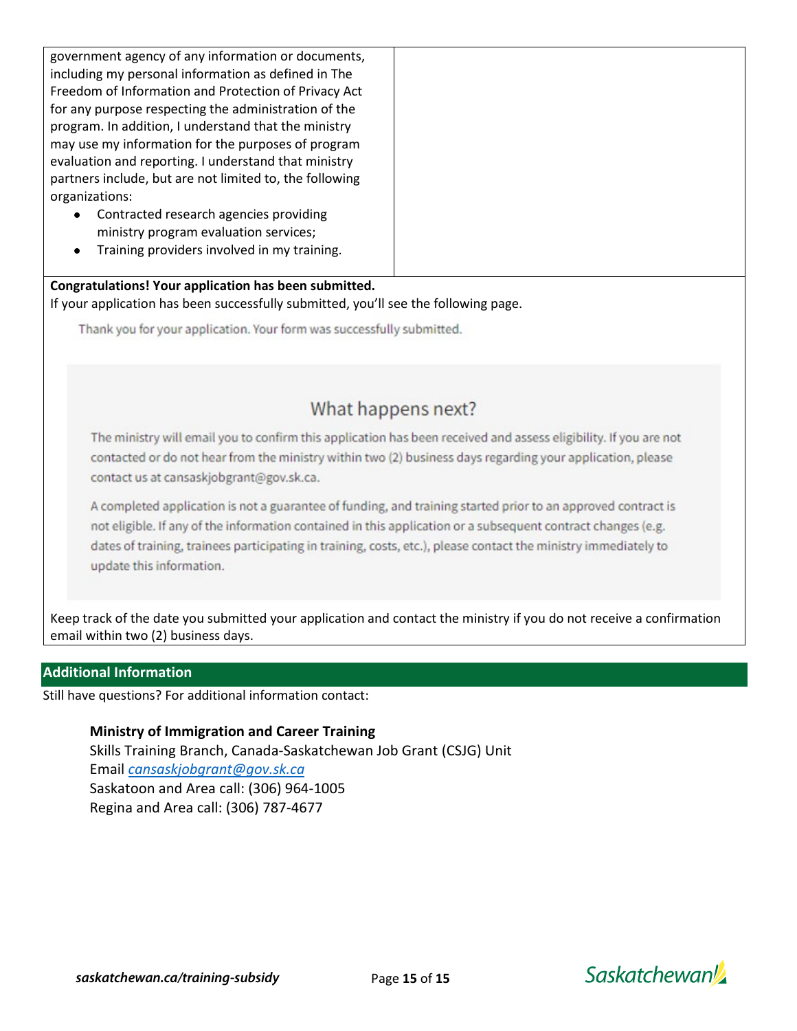| | |
|---|---|
| government agency of any information or documents, including my personal information as defined in The Freedom of Information and Protection of Privacy Act for any purpose respecting the administration of the program. In addition, I understand that the ministry may use my information for the purposes of program evaluation and reporting. I understand that ministry partners include, but are not limited to, the following organizations: <br>• Contracted research agencies providing ministry program evaluation services; <br>• Training providers involved in my training. | |

**Congratulations! Your application has been submitted.**

If your application has been successfully submitted, you'll see the following page.

Thank you for your application. Your form was successfully submitted.

What happens next?

The ministry will email you to confirm this application has been received and assess eligibility. If you are not contacted or do not hear from the ministry within two (2) business days regarding your application, please contact us at cansaskjobgrant@gov.sk.ca.

A completed application is not a guarantee of funding, and training started prior to an approved contract is not eligible. If any of the information contained in this application or a subsequent contract changes (e.g. dates of training, trainees participating in training, costs, etc.), please contact the ministry immediately to update this information.

Keep track of the date you submitted your application and contact the ministry if you do not receive a confirmation email within two (2) business days.

## Additional Information

Still have questions? For additional information contact:

**Ministry of Immigration and Career Training**
Skills Training Branch, Canada-Saskatchewan Job Grant (CSJG) Unit
Email *cansaskjobgrant@gov.sk.ca*
Saskatoon and Area call: (306) 964-1005
Regina and Area call: (306) 787-4677